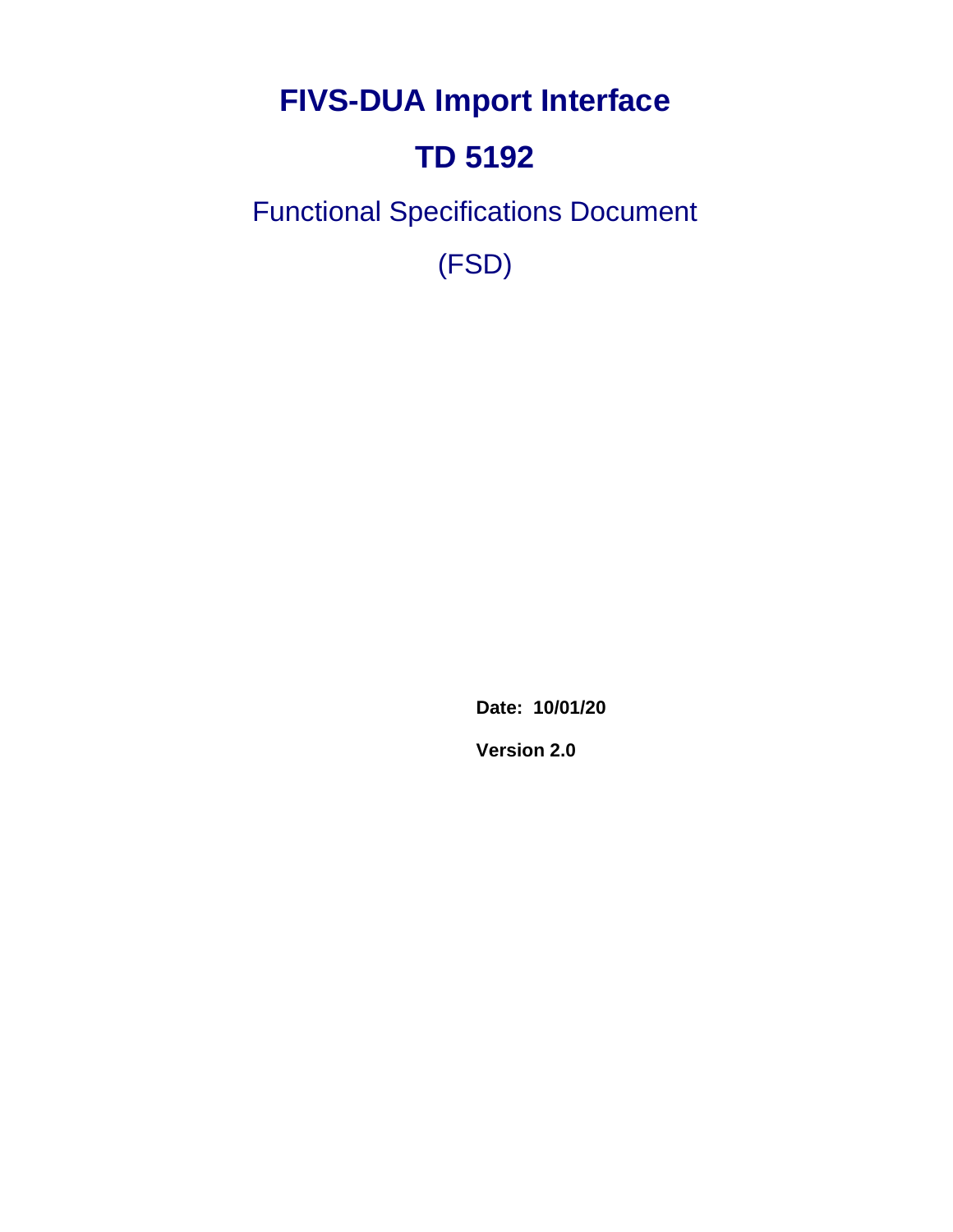# FIVS-DUA Import Interface

# TD 5192

## Functional Specifications Document

## (FSD)

**Date: 10/01/20**

**Version 2.0**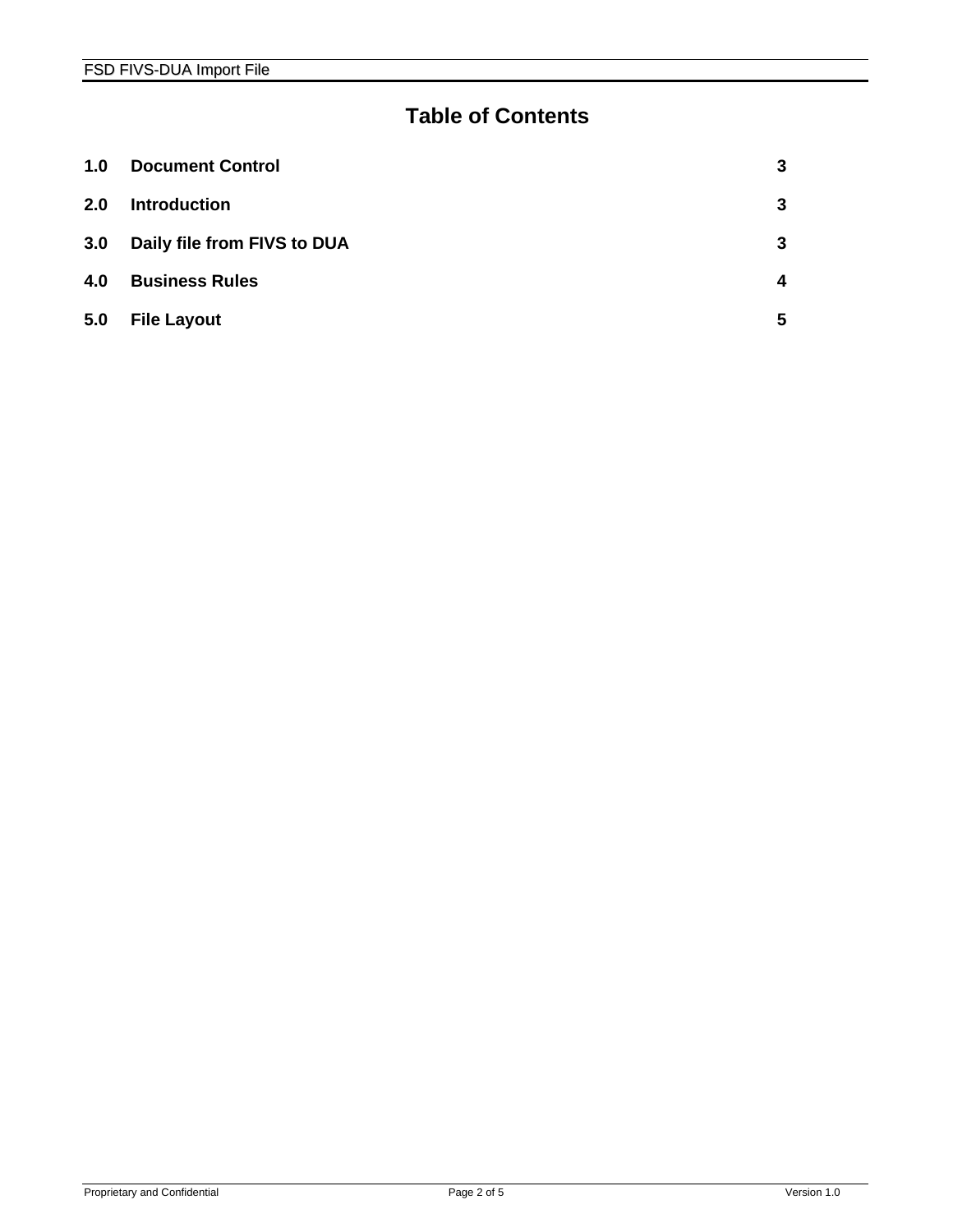# Table of Contents

| | | |
|---|---|---|
| **1.0** | **Document Control** | **3** |
| **2.0** | **Introduction** | **3** |
| **3.0** | **Daily file from FIVS to DUA** | **3** |
| **4.0** | **Business Rules** | **4** |
| **5.0** | **File Layout** | **5** |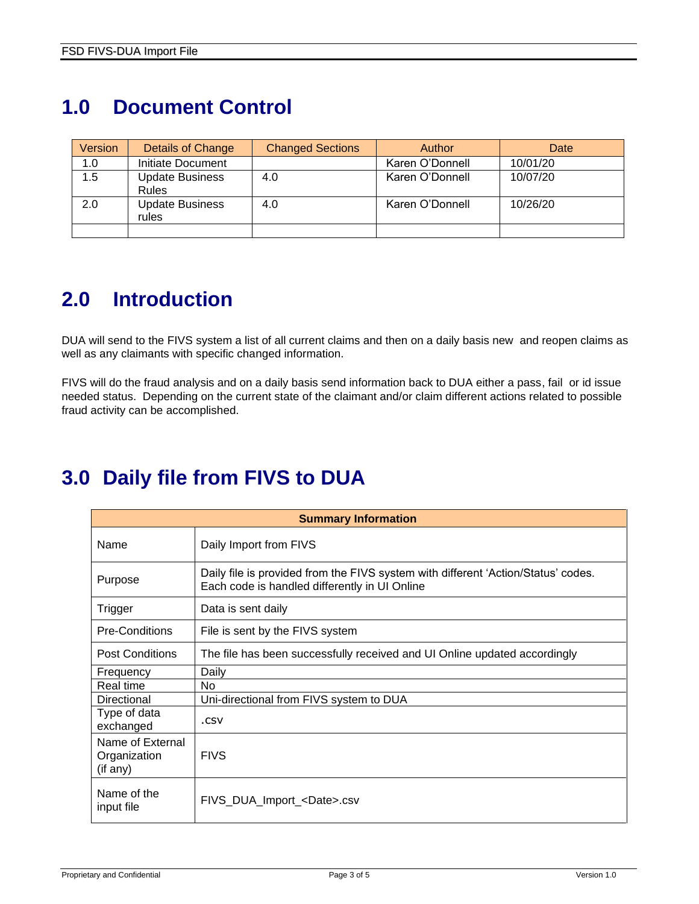# 1.0 Document Control

| Version | Details of Change | Changed Sections | Author | Date |
|---|---|---|---|---|
| 1.0 | Initiate Document | | Karen O'Donnell | 10/01/20 |
| 1.5 | Update Business Rules | 4.0 | Karen O'Donnell | 10/07/20 |
| 2.0 | Update Business rules | 4.0 | Karen O'Donnell | 10/26/20 |
| | | | | |

# 2.0 Introduction

DUA will send to the FIVS system a list of all current claims and then on a daily basis new and reopen claims as well as any claimants with specific changed information.

FIVS will do the fraud analysis and on a daily basis send information back to DUA either a pass, fail or id issue needed status. Depending on the current state of the claimant and/or claim different actions related to possible fraud activity can be accomplished.

# 3.0 Daily file from FIVS to DUA

| Summary Information | |
|---|---|
| Name | Daily Import from FIVS |
| Purpose | Daily file is provided from the FIVS system with different 'Action/Status' codes. Each code is handled differently in UI Online |
| Trigger | Data is sent daily |
| Pre-Conditions | File is sent by the FIVS system |
| Post Conditions | The file has been successfully received and UI Online updated accordingly |
| Frequency | Daily |
| Real time | No |
| Directional | Uni-directional from FIVS system to DUA |
| Type of data exchanged | .csv |
| Name of External Organization (if any) | FIVS |
| Name of the input file | FIVS_DUA_Import_<Date>.csv |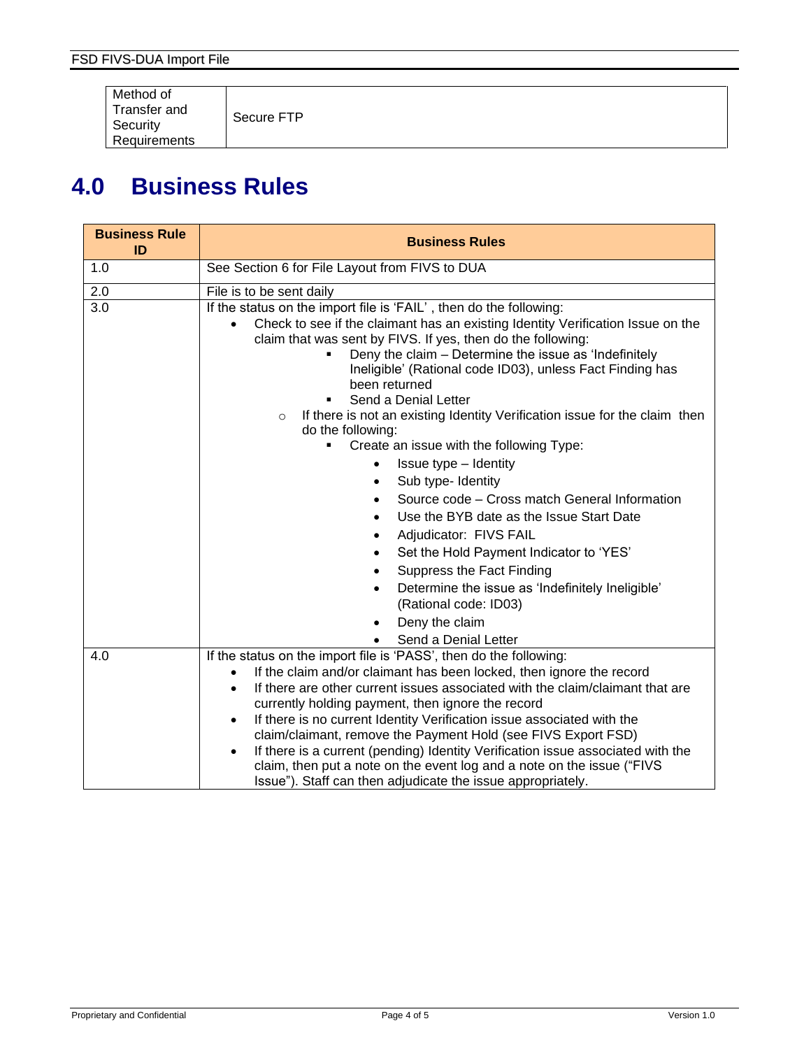| Method of Transfer and Security Requirements | Secure FTP |
|---|---|

# 4.0 Business Rules

| Business Rule ID | Business Rules |
|---|---|
| 1.0 | See Section 6 for File Layout from FIVS to DUA |
| 2.0 | File is to be sent daily |
| 3.0 | If the status on the import file is 'FAIL' , then do the following:<br>• Check to see if the claimant has an existing Identity Verification Issue on the claim that was sent by FIVS. If yes, then do the following:<br>&nbsp;&nbsp;&nbsp;&nbsp;▪ Deny the claim – Determine the issue as 'Indefinitely Ineligible' (Rational code ID03), unless Fact Finding has been returned<br>&nbsp;&nbsp;&nbsp;&nbsp;▪ Send a Denial Letter<br>&nbsp;&nbsp;○ If there is not an existing Identity Verification issue for the claim then do the following:<br>&nbsp;&nbsp;&nbsp;&nbsp;▪ Create an issue with the following Type:<br>&nbsp;&nbsp;&nbsp;&nbsp;&nbsp;&nbsp;• Issue type – Identity<br>&nbsp;&nbsp;&nbsp;&nbsp;&nbsp;&nbsp;• Sub type- Identity<br>&nbsp;&nbsp;&nbsp;&nbsp;&nbsp;&nbsp;• Source code – Cross match General Information<br>&nbsp;&nbsp;&nbsp;&nbsp;&nbsp;&nbsp;• Use the BYB date as the Issue Start Date<br>&nbsp;&nbsp;&nbsp;&nbsp;&nbsp;&nbsp;• Adjudicator: FIVS FAIL<br>&nbsp;&nbsp;&nbsp;&nbsp;&nbsp;&nbsp;• Set the Hold Payment Indicator to 'YES'<br>&nbsp;&nbsp;&nbsp;&nbsp;&nbsp;&nbsp;• Suppress the Fact Finding<br>&nbsp;&nbsp;&nbsp;&nbsp;&nbsp;&nbsp;• Determine the issue as 'Indefinitely Ineligible' (Rational code: ID03)<br>&nbsp;&nbsp;&nbsp;&nbsp;&nbsp;&nbsp;• Deny the claim<br>&nbsp;&nbsp;&nbsp;&nbsp;&nbsp;&nbsp;• Send a Denial Letter |
| 4.0 | If the status on the import file is 'PASS', then do the following:<br>• If the claim and/or claimant has been locked, then ignore the record<br>• If there are other current issues associated with the claim/claimant that are currently holding payment, then ignore the record<br>• If there is no current Identity Verification issue associated with the claim/claimant, remove the Payment Hold (see FIVS Export FSD)<br>• If there is a current (pending) Identity Verification issue associated with the claim, then put a note on the event log and a note on the issue ("FIVS Issue"). Staff can then adjudicate the issue appropriately. |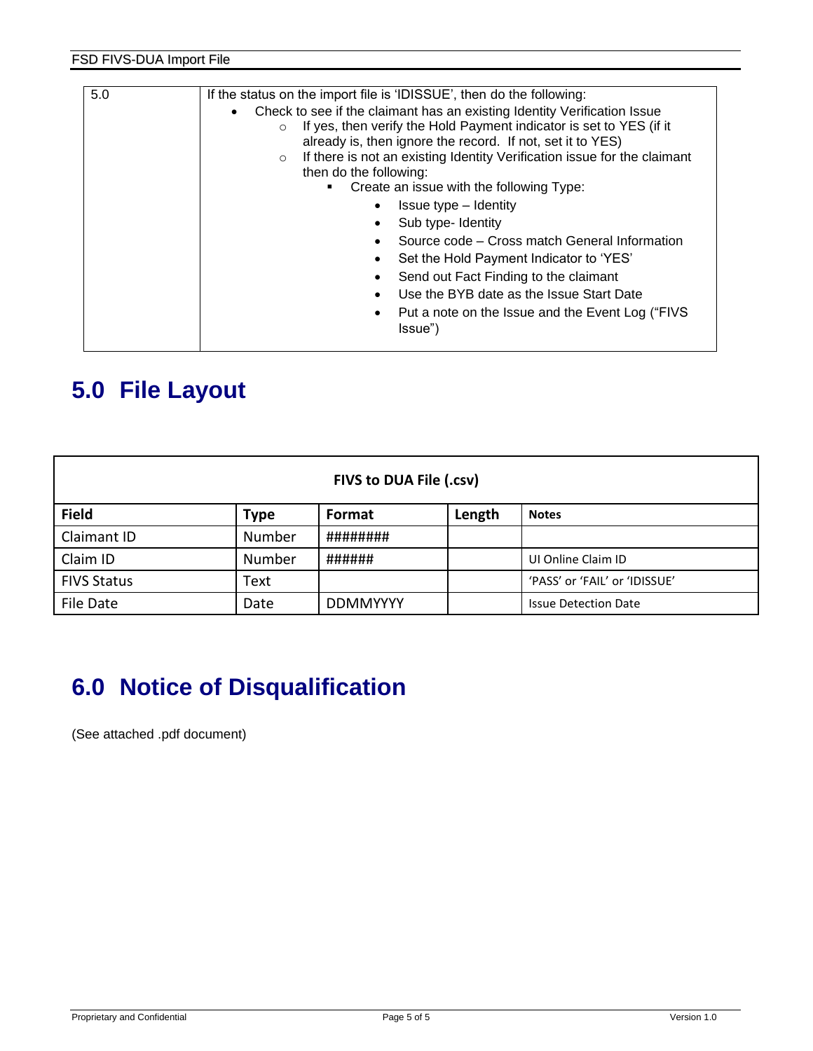| | |
|---|---|
| 5.0 | If the status on the import file is 'IDISSUE', then do the following:<br>• Check to see if the claimant has an existing Identity Verification Issue<br>  ○ If yes, then verify the Hold Payment indicator is set to YES (if it already is, then ignore the record. If not, set it to YES)<br>  ○ If there is not an existing Identity Verification issue for the claimant then do the following:<br>    ▪ Create an issue with the following Type:<br>      • Issue type – Identity<br>      • Sub type- Identity<br>      • Source code – Cross match General Information<br>      • Set the Hold Payment Indicator to 'YES'<br>      • Send out Fact Finding to the claimant<br>      • Use the BYB date as the Issue Start Date<br>      • Put a note on the Issue and the Event Log ("FIVS Issue") |

# 5.0 File Layout

| FIVS to DUA File (.csv) | | | | |
|---|---|---|---|---|
| **Field** | **Type** | **Format** | **Length** | **Notes** |
| Claimant ID | Number | ######## | | |
| Claim ID | Number | ###### | | UI Online Claim ID |
| FIVS Status | Text | | | 'PASS' or 'FAIL' or 'IDISSUE' |
| File Date | Date | DDMMYYYY | | Issue Detection Date |

# 6.0 Notice of Disqualification

(See attached .pdf document)